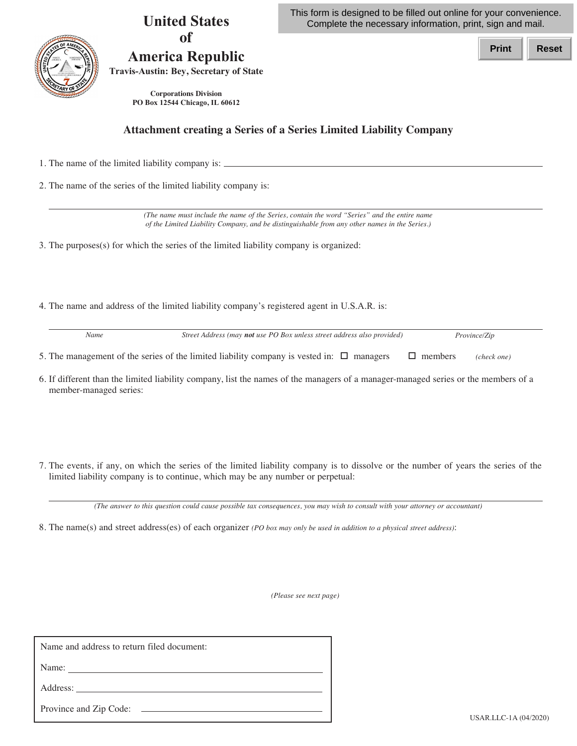This form is designed to be filled out online for your convenience. Complete the necessary information, print, sign and mail.

Print | Reset

# United States of America Republic

**Travis-Austin: Bey, Secretary of State**

**Corporations Division**
**PO Box 12544 Chicago, IL 60612**

## Attachment creating a Series of a Series Limited Liability Company

1. The name of the limited liability company is: ______________________________

2. The name of the series of the limited liability company is:

______________________________

*(The name must include the name of the Series, contain the word "Series" and the entire name of the Limited Liability Company, and be distinguishable from any other names in the Series.)*

3. The purposes(s) for which the series of the limited liability company is organized:

4. The name and address of the limited liability company's registered agent in U.S.A.R. is:

______________________________

*Name* | *Street Address (may **not** use PO Box unless street address also provided)* | *Province/Zip*

5. The management of the series of the limited liability company is vested in: ☐ managers ☐ members *(check one)*

6. If different than the limited liability company, list the names of the managers of a manager-managed series or the members of a member-managed series:

7. The events, if any, on which the series of the limited liability company is to dissolve or the number of years the series of the limited liability company is to continue, which may be any number or perpetual:

______________________________

*(The answer to this question could cause possible tax consequences, you may wish to consult with your attorney or accountant)*

8. The name(s) and street address(es) of each organizer *(PO box may only be used in addition to a physical street address)*:

*(Please see next page)*

Name and address to return filed document:

Name: ______________________________

Address: ______________________________

Province and Zip Code: ______________________________

USAR.LLC-1A (04/2020)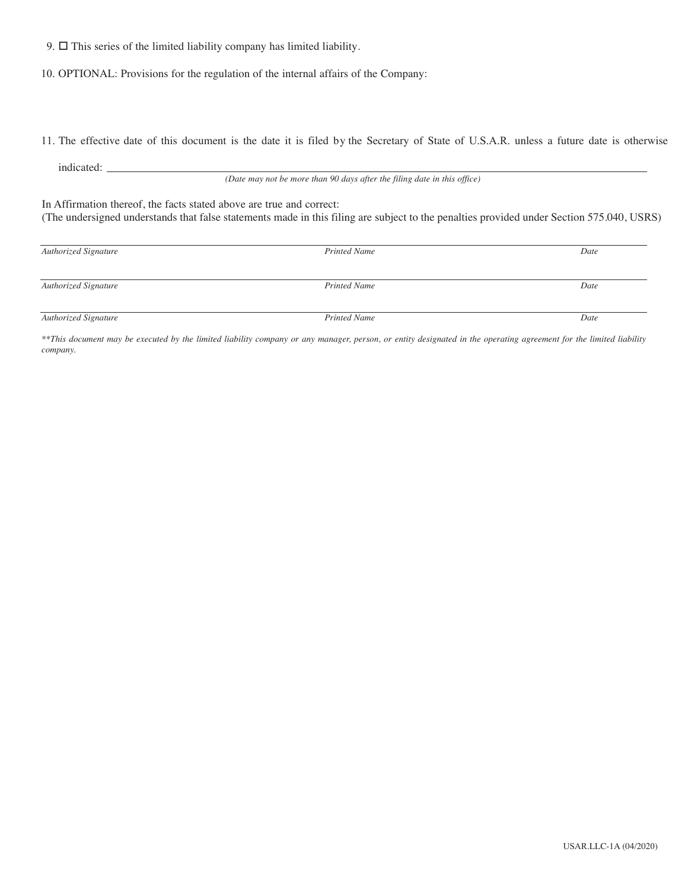9. ☐ This series of the limited liability company has limited liability.

10. OPTIONAL: Provisions for the regulation of the internal affairs of the Company:

11. The effective date of this document is the date it is filed by the Secretary of State of U.S.A.R. unless a future date is otherwise indicated: ______________________________

*(Date may not be more than 90 days after the filing date in this office)*

In Affirmation thereof, the facts stated above are true and correct:
(The undersigned understands that false statements made in this filing are subject to the penalties provided under Section 575.040, USRS)

| | | |
|---|---|---|
| *Authorized Signature* | *Printed Name* | *Date* |
| *Authorized Signature* | *Printed Name* | *Date* |
| *Authorized Signature* | *Printed Name* | *Date* |

*\*\*This document may be executed by the limited liability company or any manager, person, or entity designated in the operating agreement for the limited liability company.*

USAR.LLC-1A (04/2020)